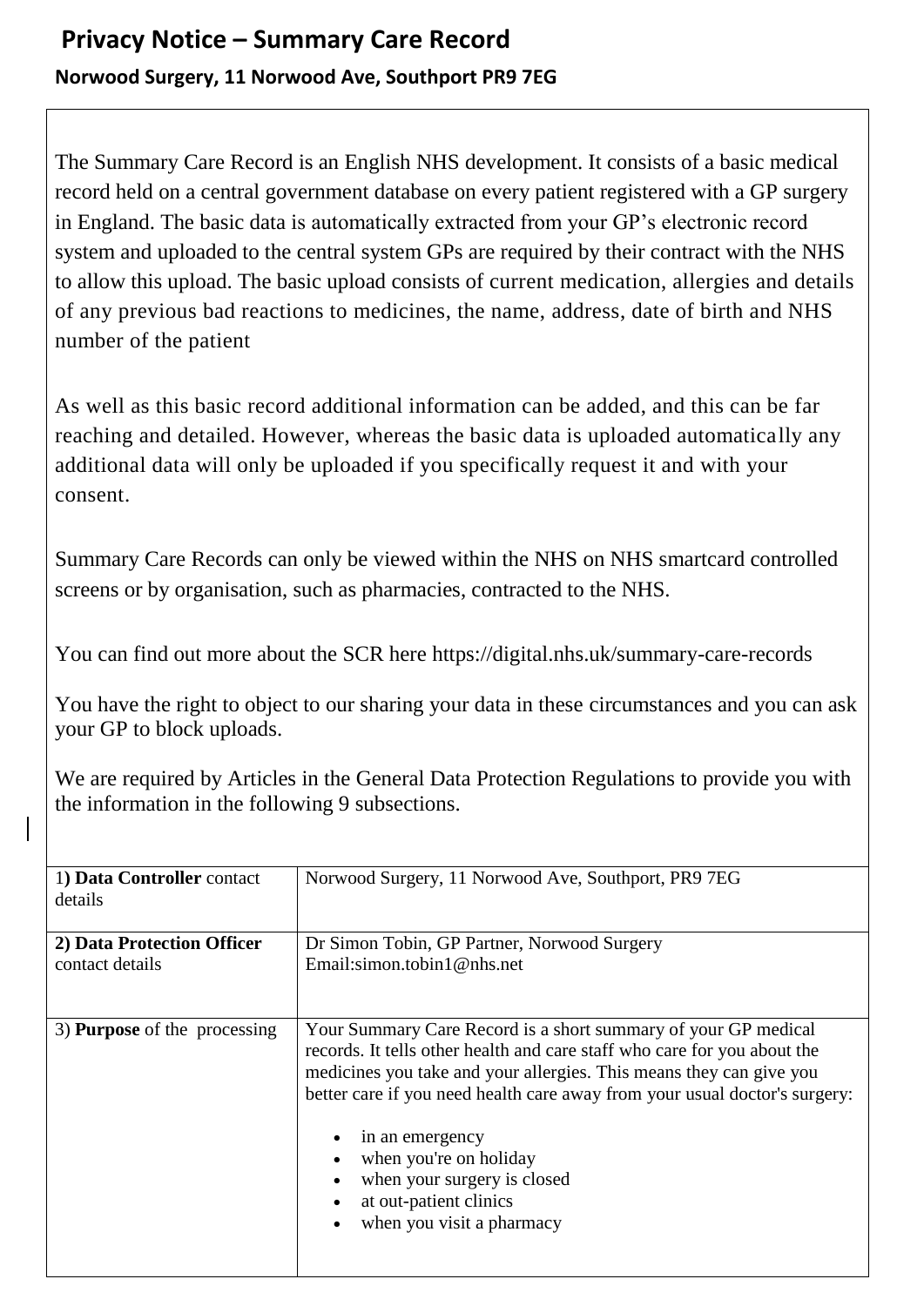# Privacy Notice – Summary Care Record

**Norwood Surgery, 11 Norwood Ave, Southport PR9 7EG**

The Summary Care Record is an English NHS development. It consists of a basic medical record held on a central government database on every patient registered with a GP surgery in England. The basic data is automatically extracted from your GP's electronic record system and uploaded to the central system GPs are required by their contract with the NHS to allow this upload. The basic upload consists of current medication, allergies and details of any previous bad reactions to medicines, the name, address, date of birth and NHS number of the patient

As well as this basic record additional information can be added, and this can be far reaching and detailed. However, whereas the basic data is uploaded automatically any additional data will only be uploaded if you specifically request it and with your consent.

Summary Care Records can only be viewed within the NHS on NHS smartcard controlled screens or by organisation, such as pharmacies, contracted to the NHS.

You can find out more about the SCR here https://digital.nhs.uk/summary-care-records

You have the right to object to our sharing your data in these circumstances and you can ask your GP to block uploads.

We are required by Articles in the General Data Protection Regulations to provide you with the information in the following 9 subsections.

| | |
|---|---|
| 1**) Data Controller** contact details | Norwood Surgery, 11 Norwood Ave, Southport, PR9 7EG |
| **2) Data Protection Officer** contact details | Dr Simon Tobin, GP Partner, Norwood Surgery<br>Email:simon.tobin1@nhs.net |
| 3) **Purpose** of the processing | Your Summary Care Record is a short summary of your GP medical records. It tells other health and care staff who care for you about the medicines you take and your allergies. This means they can give you better care if you need health care away from your usual doctor's surgery:<br>• in an emergency<br>• when you're on holiday<br>• when your surgery is closed<br>• at out-patient clinics<br>• when you visit a pharmacy |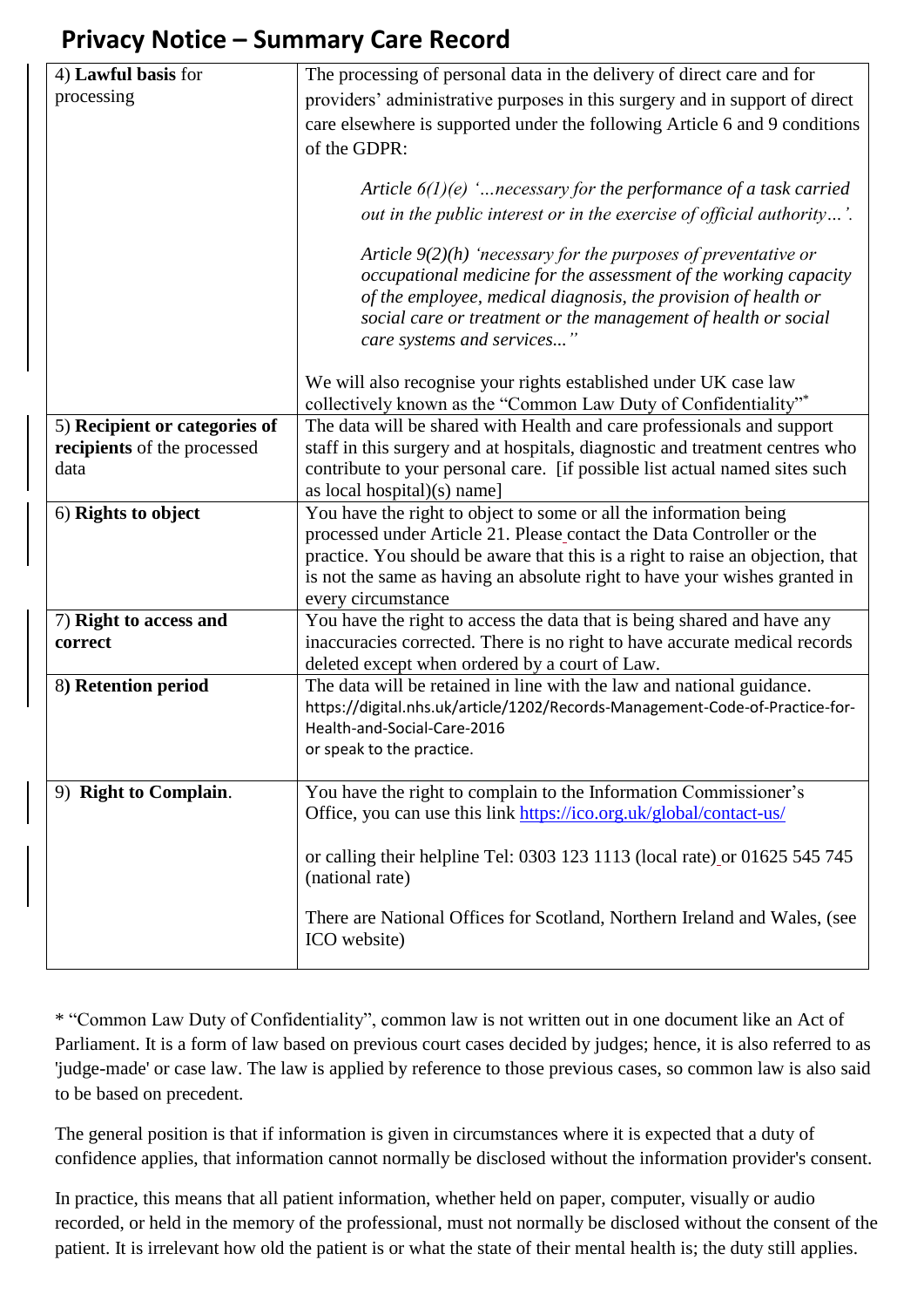# Privacy Notice – Summary Care Record

| | |
|---|---|
| 4) **Lawful basis** for processing | The processing of personal data in the delivery of direct care and for providers' administrative purposes in this surgery and in support of direct care elsewhere is supported under the following Article 6 and 9 conditions of the GDPR:<br><br>*Article 6(1)(e) '…necessary for the performance of a task carried out in the public interest or in the exercise of official authority…'.*<br><br>*Article 9(2)(h) 'necessary for the purposes of preventative or occupational medicine for the assessment of the working capacity of the employee, medical diagnosis, the provision of health or social care or treatment or the management of health or social care systems and services..."*<br><br>We will also recognise your rights established under UK case law collectively known as the "Common Law Duty of Confidentiality"* |
| 5) **Recipient or categories of recipients** of the processed data | The data will be shared with Health and care professionals and support staff in this surgery and at hospitals, diagnostic and treatment centres who contribute to your personal care. [if possible list actual named sites such as local hospital)(s) name] |
| 6) **Rights to object** | You have the right to object to some or all the information being processed under Article 21. Please contact the Data Controller or the practice. You should be aware that this is a right to raise an objection, that is not the same as having an absolute right to have your wishes granted in every circumstance |
| 7) **Right to access and correct** | You have the right to access the data that is being shared and have any inaccuracies corrected. There is no right to have accurate medical records deleted except when ordered by a court of Law. |
| 8**) Retention period** | The data will be retained in line with the law and national guidance.<br>https://digital.nhs.uk/article/1202/Records-Management-Code-of-Practice-for-Health-and-Social-Care-2016<br>or speak to the practice. |
| 9) **Right to Complain**. | You have the right to complain to the Information Commissioner's Office, you can use this link https://ico.org.uk/global/contact-us/<br><br>or calling their helpline Tel: 0303 123 1113 (local rate) or 01625 545 745 (national rate)<br><br>There are National Offices for Scotland, Northern Ireland and Wales, (see ICO website) |

* "Common Law Duty of Confidentiality", common law is not written out in one document like an Act of Parliament. It is a form of law based on previous court cases decided by judges; hence, it is also referred to as 'judge-made' or case law. The law is applied by reference to those previous cases, so common law is also said to be based on precedent.

The general position is that if information is given in circumstances where it is expected that a duty of confidence applies, that information cannot normally be disclosed without the information provider's consent.

In practice, this means that all patient information, whether held on paper, computer, visually or audio recorded, or held in the memory of the professional, must not normally be disclosed without the consent of the patient. It is irrelevant how old the patient is or what the state of their mental health is; the duty still applies.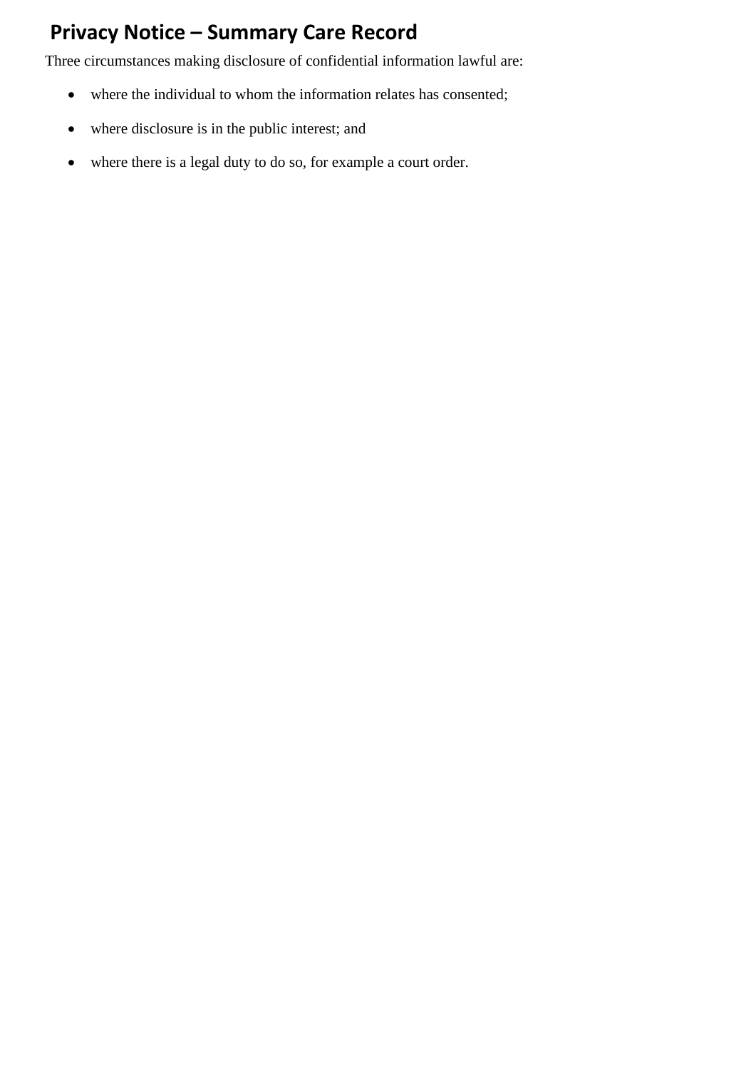## Privacy Notice – Summary Care Record

Three circumstances making disclosure of confidential information lawful are:

- where the individual to whom the information relates has consented;
- where disclosure is in the public interest; and
- where there is a legal duty to do so, for example a court order.